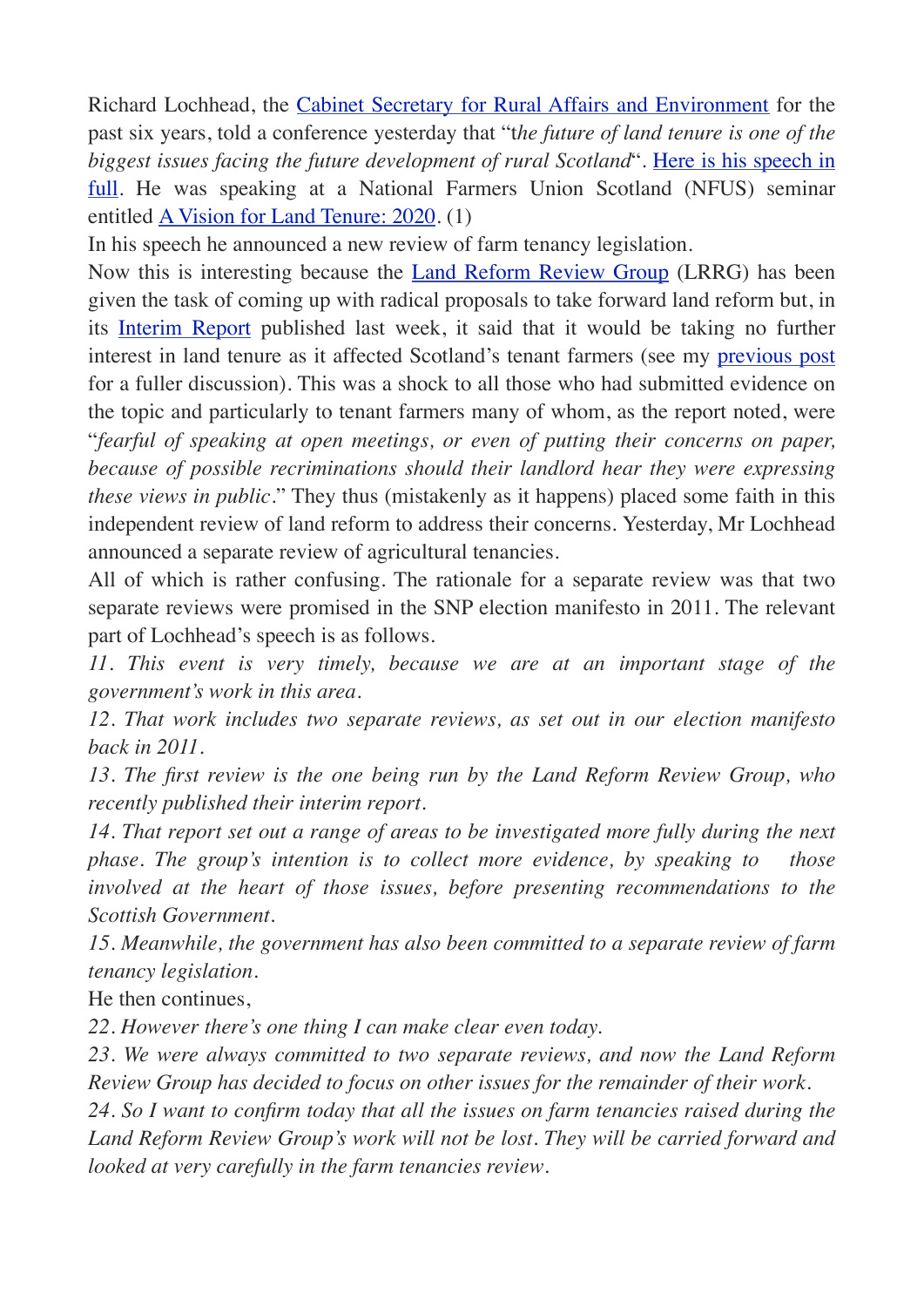Richard Lochhead, the [Cabinet Secretary for Rural Affairs and Environment] for the past six years, told a conference yesterday that "*the future of land tenure is one of the biggest issues facing the future development of rural Scotland*". [Here is his speech in full]. He was speaking at a National Farmers Union Scotland (NFUS) seminar entitled [A Vision for Land Tenure: 2020]. (1)

In his speech he announced a new review of farm tenancy legislation.

Now this is interesting because the [Land Reform Review Group] (LRRG) has been given the task of coming up with radical proposals to take forward land reform but, in its [Interim Report] published last week, it said that it would be taking no further interest in land tenure as it affected Scotland's tenant farmers (see my [previous post] for a fuller discussion). This was a shock to all those who had submitted evidence on the topic and particularly to tenant farmers many of whom, as the report noted, were "*fearful of speaking at open meetings, or even of putting their concerns on paper, because of possible recriminations should their landlord hear they were expressing these views in public*." They thus (mistakenly as it happens) placed some faith in this independent review of land reform to address their concerns. Yesterday, Mr Lochhead announced a separate review of agricultural tenancies.

All of which is rather confusing. The rationale for a separate review was that two separate reviews were promised in the SNP election manifesto in 2011. The relevant part of Lochhead's speech is as follows.

*11. This event is very timely, because we are at an important stage of the government's work in this area.*

*12. That work includes two separate reviews, as set out in our election manifesto back in 2011.*

*13. The first review is the one being run by the Land Reform Review Group, who recently published their interim report.*

*14. That report set out a range of areas to be investigated more fully during the next phase. The group's intention is to collect more evidence, by speaking to those involved at the heart of those issues, before presenting recommendations to the Scottish Government.*

*15. Meanwhile, the government has also been committed to a separate review of farm tenancy legislation.*

He then continues,

*22. However there's one thing I can make clear even today.*

*23. We were always committed to two separate reviews, and now the Land Reform Review Group has decided to focus on other issues for the remainder of their work.*

*24. So I want to confirm today that all the issues on farm tenancies raised during the Land Reform Review Group's work will not be lost. They will be carried forward and looked at very carefully in the farm tenancies review.*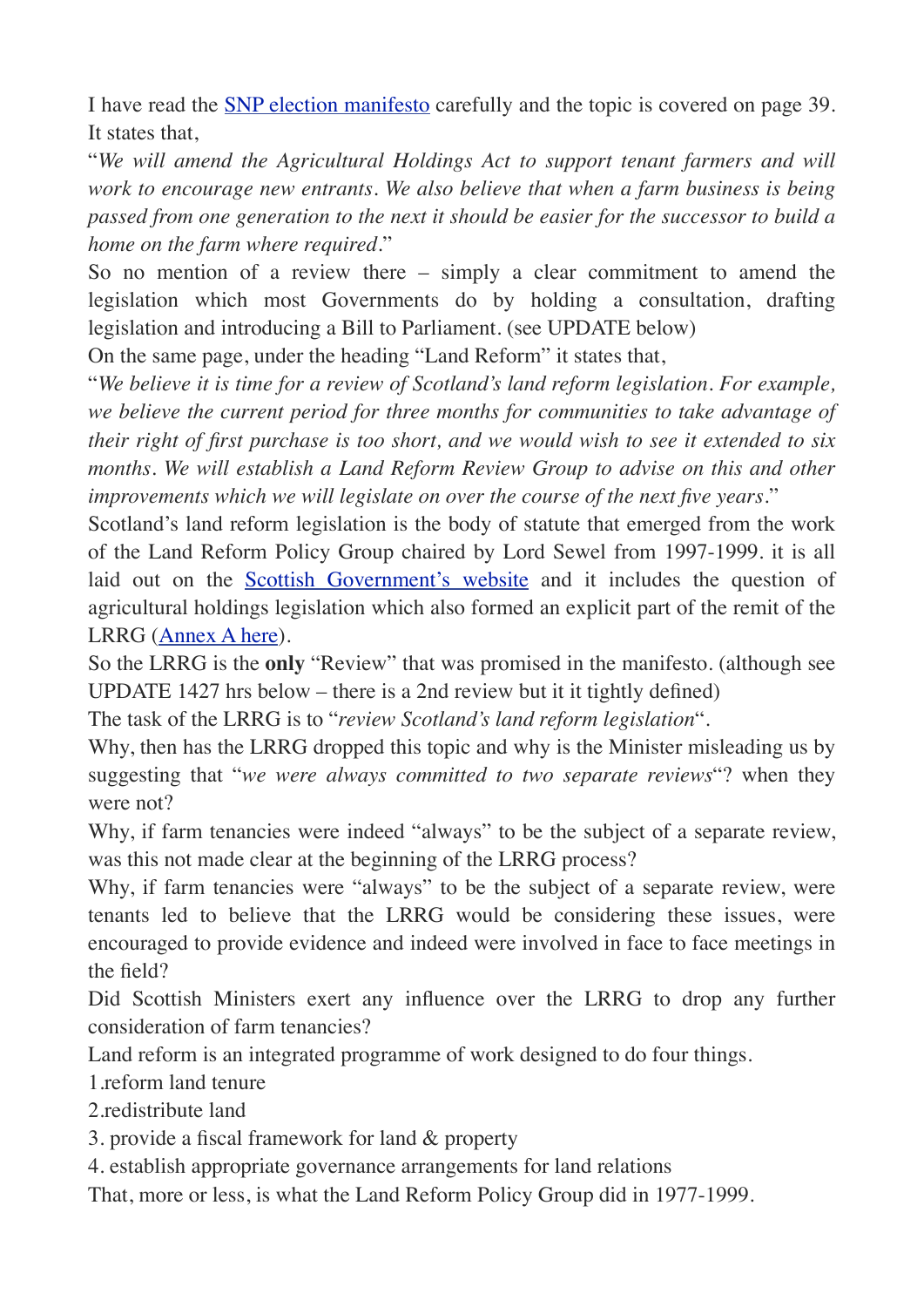I have read the SNP election manifesto carefully and the topic is covered on page 39. It states that,

"*We will amend the Agricultural Holdings Act to support tenant farmers and will work to encourage new entrants. We also believe that when a farm business is being passed from one generation to the next it should be easier for the successor to build a home on the farm where required*."

So no mention of a review there – simply a clear commitment to amend the legislation which most Governments do by holding a consultation, drafting legislation and introducing a Bill to Parliament. (see UPDATE below)

On the same page, under the heading "Land Reform" it states that,

"*We believe it is time for a review of Scotland's land reform legislation. For example, we believe the current period for three months for communities to take advantage of their right of first purchase is too short, and we would wish to see it extended to six months. We will establish a Land Reform Review Group to advise on this and other improvements which we will legislate on over the course of the next five years*."

Scotland's land reform legislation is the body of statute that emerged from the work of the Land Reform Policy Group chaired by Lord Sewel from 1997-1999. it is all laid out on the Scottish Government's website and it includes the question of agricultural holdings legislation which also formed an explicit part of the remit of the LRRG (Annex A here).

So the LRRG is the **only** "Review" that was promised in the manifesto. (although see UPDATE 1427 hrs below – there is a 2nd review but it it tightly defined)

The task of the LRRG is to "*review Scotland's land reform legislation*".

Why, then has the LRRG dropped this topic and why is the Minister misleading us by suggesting that "*we were always committed to two separate reviews*"? when they were not?

Why, if farm tenancies were indeed "always" to be the subject of a separate review, was this not made clear at the beginning of the LRRG process?

Why, if farm tenancies were "always" to be the subject of a separate review, were tenants led to believe that the LRRG would be considering these issues, were encouraged to provide evidence and indeed were involved in face to face meetings in the field?

Did Scottish Ministers exert any influence over the LRRG to drop any further consideration of farm tenancies?

Land reform is an integrated programme of work designed to do four things.

1.reform land tenure
2.redistribute land
3. provide a fiscal framework for land & property
4. establish appropriate governance arrangements for land relations

That, more or less, is what the Land Reform Policy Group did in 1977-1999.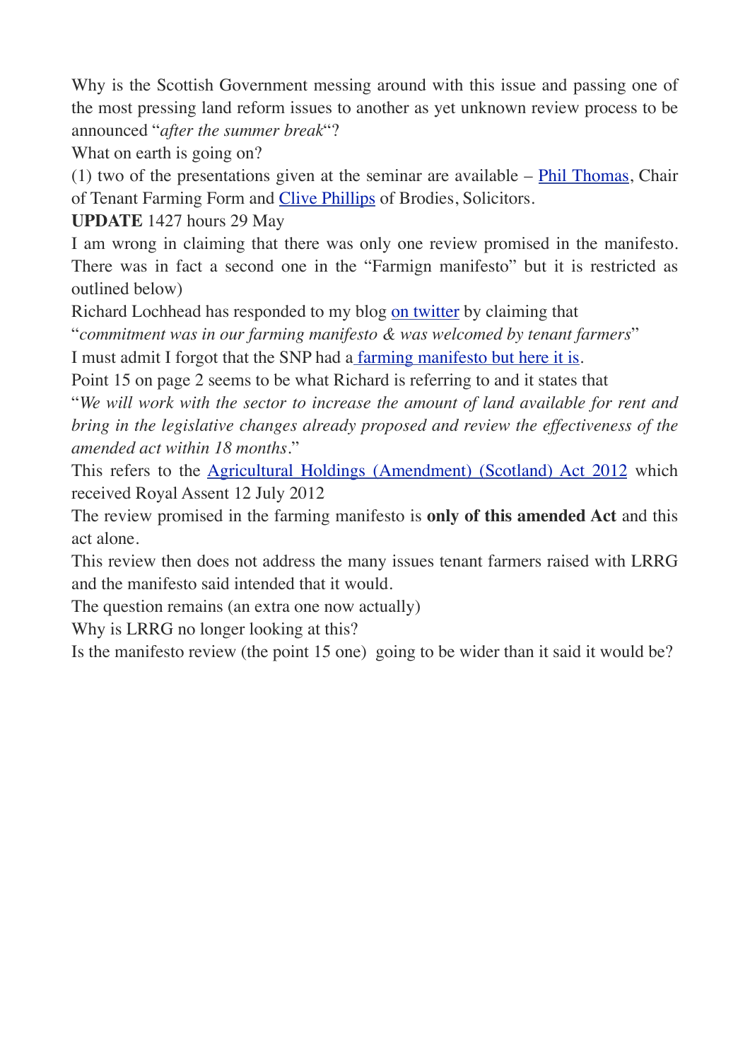Why is the Scottish Government messing around with this issue and passing one of the most pressing land reform issues to another as yet unknown review process to be announced "*after the summer break*"?

What on earth is going on?

(1) two of the presentations given at the seminar are available – Phil Thomas, Chair of Tenant Farming Form and Clive Phillips of Brodies, Solicitors.

**UPDATE** 1427 hours 29 May

I am wrong in claiming that there was only one review promised in the manifesto. There was in fact a second one in the "Farmign manifesto" but it is restricted as outlined below)

Richard Lochhead has responded to my blog on twitter by claiming that "*commitment was in our farming manifesto & was welcomed by tenant farmers*"

I must admit I forgot that the SNP had a farming manifesto but here it is.

Point 15 on page 2 seems to be what Richard is referring to and it states that

"*We will work with the sector to increase the amount of land available for rent and bring in the legislative changes already proposed and review the effectiveness of the amended act within 18 months*."

This refers to the Agricultural Holdings (Amendment) (Scotland) Act 2012 which received Royal Assent 12 July 2012

The review promised in the farming manifesto is **only of this amended Act** and this act alone.

This review then does not address the many issues tenant farmers raised with LRRG and the manifesto said intended that it would.

The question remains (an extra one now actually)

Why is LRRG no longer looking at this?

Is the manifesto review (the point 15 one) going to be wider than it said it would be?